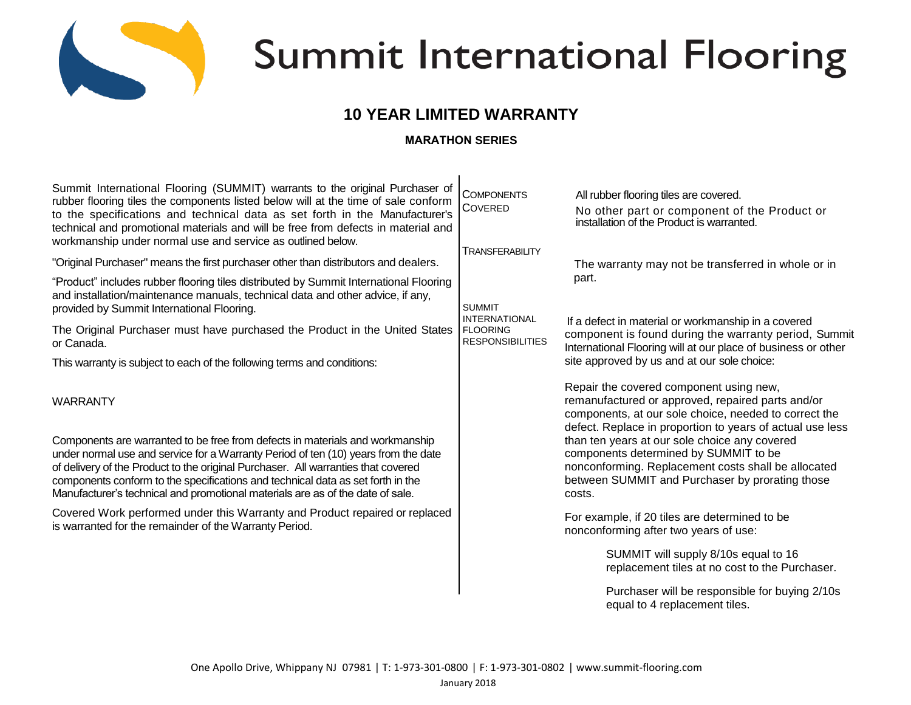# Summit International Flooring

## 10 YEAR LIMITED WARRANTY

### MARATHON SERIES

Summit International Flooring (SUMMIT) warrants to the original Purchaser of rubber flooring tiles the components listed below will at the time of sale conform to the specifications and technical data as set forth in the Manufacturer's technical and promotional materials and will be free from defects in material and workmanship under normal use and service as outlined below.

"Original Purchaser" means the first purchaser other than distributors and dealers.

"Product" includes rubber flooring tiles distributed by Summit International Flooring and installation/maintenance manuals, technical data and other advice, if any, provided by Summit International Flooring.

The Original Purchaser must have purchased the Product in the United States or Canada.

This warranty is subject to each of the following terms and conditions:

WARRANTY

Components are warranted to be free from defects in materials and workmanship under normal use and service for a Warranty Period of ten (10) years from the date of delivery of the Product to the original Purchaser. All warranties that covered components conform to the specifications and technical data as set forth in the Manufacturer's technical and promotional materials are as of the date of sale.

Covered Work performed under this Warranty and Product repaired or replaced is warranted for the remainder of the Warranty Period.

COMPONENTS COVERED

All rubber flooring tiles are covered.

No other part or component of the Product or installation of the Product is warranted.

TRANSFERABILITY

The warranty may not be transferred in whole or in part.

SUMMIT INTERNATIONAL FLOORING RESPONSIBILITIES

If a defect in material or workmanship in a covered component is found during the warranty period, Summit International Flooring will at our place of business or other site approved by us and at our sole choice:

Repair the covered component using new, remanufactured or approved, repaired parts and/or components, at our sole choice, needed to correct the defect. Replace in proportion to years of actual use less than ten years at our sole choice any covered components determined by SUMMIT to be nonconforming. Replacement costs shall be allocated between SUMMIT and Purchaser by prorating those costs.

For example, if 20 tiles are determined to be nonconforming after two years of use:

> SUMMIT will supply 8/10s equal to 16 replacement tiles at no cost to the Purchaser.
>
> Purchaser will be responsible for buying 2/10s equal to 4 replacement tiles.

One Apollo Drive, Whippany NJ 07981 | T: 1-973-301-0800 | F: 1-973-301-0802 | www.summit-flooring.com

January 2018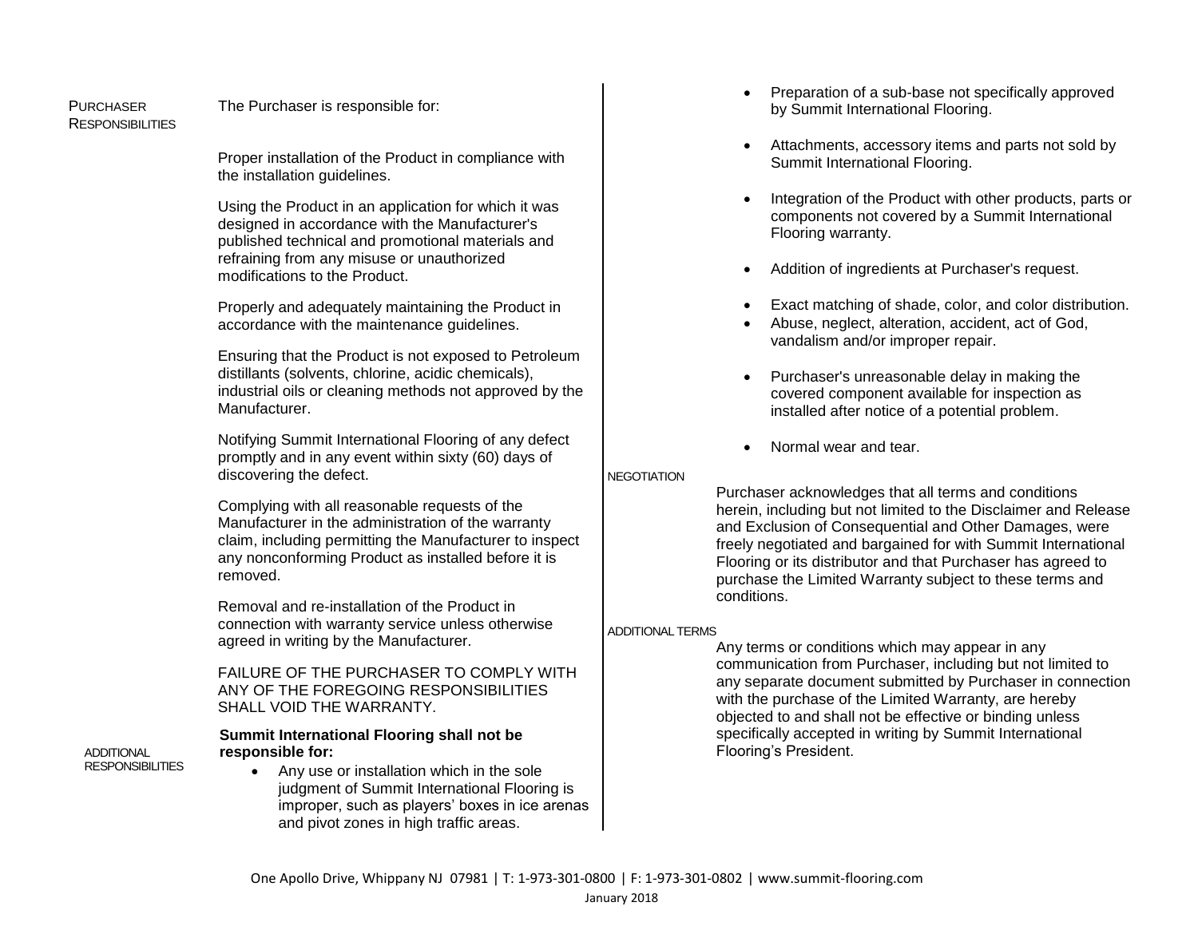## Purchaser Responsibilities

The Purchaser is responsible for:

Proper installation of the Product in compliance with the installation guidelines.

Using the Product in an application for which it was designed in accordance with the Manufacturer's published technical and promotional materials and refraining from any misuse or unauthorized modifications to the Product.

Properly and adequately maintaining the Product in accordance with the maintenance guidelines.

Ensuring that the Product is not exposed to Petroleum distillants (solvents, chlorine, acidic chemicals), industrial oils or cleaning methods not approved by the Manufacturer.

Notifying Summit International Flooring of any defect promptly and in any event within sixty (60) days of discovering the defect.

Complying with all reasonable requests of the Manufacturer in the administration of the warranty claim, including permitting the Manufacturer to inspect any nonconforming Product as installed before it is removed.

Removal and re-installation of the Product in connection with warranty service unless otherwise agreed in writing by the Manufacturer.

FAILURE OF THE PURCHASER TO COMPLY WITH ANY OF THE FOREGOING RESPONSIBILITIES SHALL VOID THE WARRANTY.

## Additional Responsibilities

**Summit International Flooring shall not be responsible for:**

- Any use or installation which in the sole judgment of Summit International Flooring is improper, such as players' boxes in ice arenas and pivot zones in high traffic areas.
- Preparation of a sub-base not specifically approved by Summit International Flooring.
- Attachments, accessory items and parts not sold by Summit International Flooring.
- Integration of the Product with other products, parts or components not covered by a Summit International Flooring warranty.
- Addition of ingredients at Purchaser's request.
- Exact matching of shade, color, and color distribution.
- Abuse, neglect, alteration, accident, act of God, vandalism and/or improper repair.
- Purchaser's unreasonable delay in making the covered component available for inspection as installed after notice of a potential problem.
- Normal wear and tear.

## Negotiation

Purchaser acknowledges that all terms and conditions herein, including but not limited to the Disclaimer and Release and Exclusion of Consequential and Other Damages, were freely negotiated and bargained for with Summit International Flooring or its distributor and that Purchaser has agreed to purchase the Limited Warranty subject to these terms and conditions.

## Additional Terms

Any terms or conditions which may appear in any communication from Purchaser, including but not limited to any separate document submitted by Purchaser in connection with the purchase of the Limited Warranty, are hereby objected to and shall not be effective or binding unless specifically accepted in writing by Summit International Flooring's President.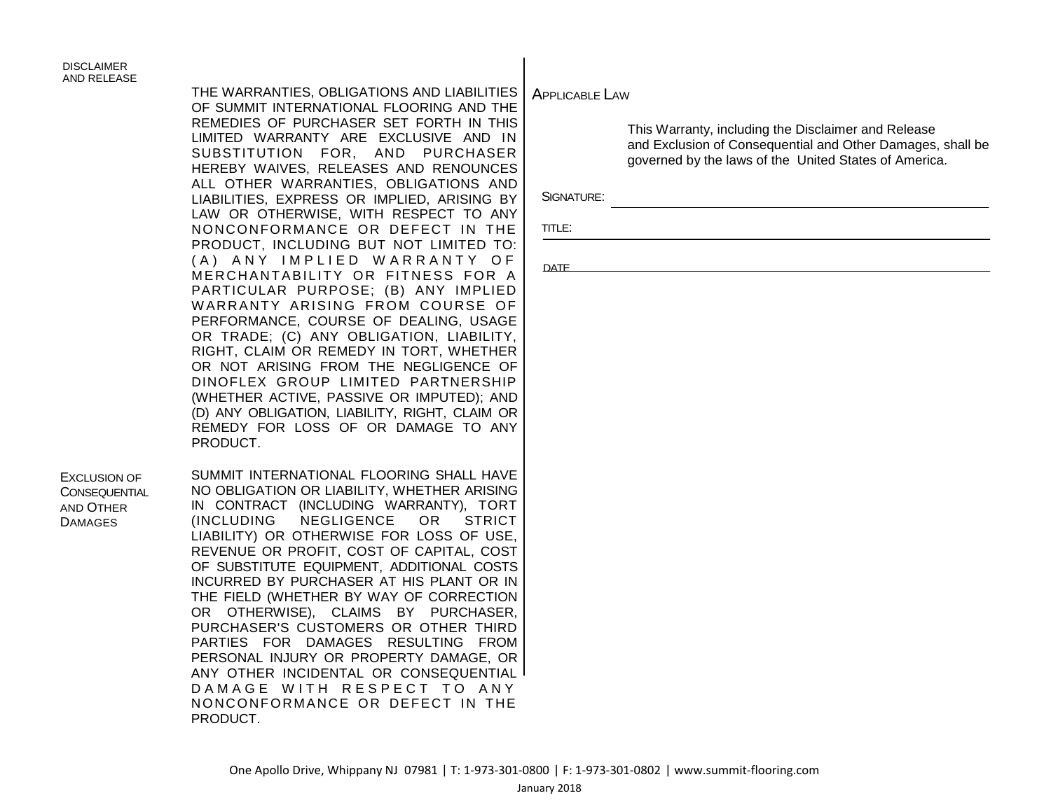## Disclaimer and Release

THE WARRANTIES, OBLIGATIONS AND LIABILITIES OF SUMMIT INTERNATIONAL FLOORING AND THE REMEDIES OF PURCHASER SET FORTH IN THIS LIMITED WARRANTY ARE EXCLUSIVE AND IN SUBSTITUTION FOR, AND PURCHASER HEREBY WAIVES, RELEASES AND RENOUNCES ALL OTHER WARRANTIES, OBLIGATIONS AND LIABILITIES, EXPRESS OR IMPLIED, ARISING BY LAW OR OTHERWISE, WITH RESPECT TO ANY NONCONFORMANCE OR DEFECT IN THE PRODUCT, INCLUDING BUT NOT LIMITED TO: (A) ANY IMPLIED WARRANTY OF MERCHANTABILITY OR FITNESS FOR A PARTICULAR PURPOSE; (B) ANY IMPLIED WARRANTY ARISING FROM COURSE OF PERFORMANCE, COURSE OF DEALING, USAGE OR TRADE; (C) ANY OBLIGATION, LIABILITY, RIGHT, CLAIM OR REMEDY IN TORT, WHETHER OR NOT ARISING FROM THE NEGLIGENCE OF DINOFLEX GROUP LIMITED PARTNERSHIP (WHETHER ACTIVE, PASSIVE OR IMPUTED); AND (D) ANY OBLIGATION, LIABILITY, RIGHT, CLAIM OR REMEDY FOR LOSS OF OR DAMAGE TO ANY PRODUCT.

## Exclusion of Consequential and Other Damages

SUMMIT INTERNATIONAL FLOORING SHALL HAVE NO OBLIGATION OR LIABILITY, WHETHER ARISING IN CONTRACT (INCLUDING WARRANTY), TORT (INCLUDING NEGLIGENCE OR STRICT LIABILITY) OR OTHERWISE FOR LOSS OF USE, REVENUE OR PROFIT, COST OF CAPITAL, COST OF SUBSTITUTE EQUIPMENT, ADDITIONAL COSTS INCURRED BY PURCHASER AT HIS PLANT OR IN THE FIELD (WHETHER BY WAY OF CORRECTION OR OTHERWISE), CLAIMS BY PURCHASER, PURCHASER'S CUSTOMERS OR OTHER THIRD PARTIES FOR DAMAGES RESULTING FROM PERSONAL INJURY OR PROPERTY DAMAGE, OR ANY OTHER INCIDENTAL OR CONSEQUENTIAL DAMAGE WITH RESPECT TO ANY NONCONFORMANCE OR DEFECT IN THE PRODUCT.

## Applicable Law

This Warranty, including the Disclaimer and Release and Exclusion of Consequential and Other Damages, shall be governed by the laws of the United States of America.

SIGNATURE: ____________________________

TITLE: ____________________________

DATE ____________________________

One Apollo Drive, Whippany NJ 07981 | T: 1-973-301-0800 | F: 1-973-301-0802 | www.summit-flooring.com

January 2018